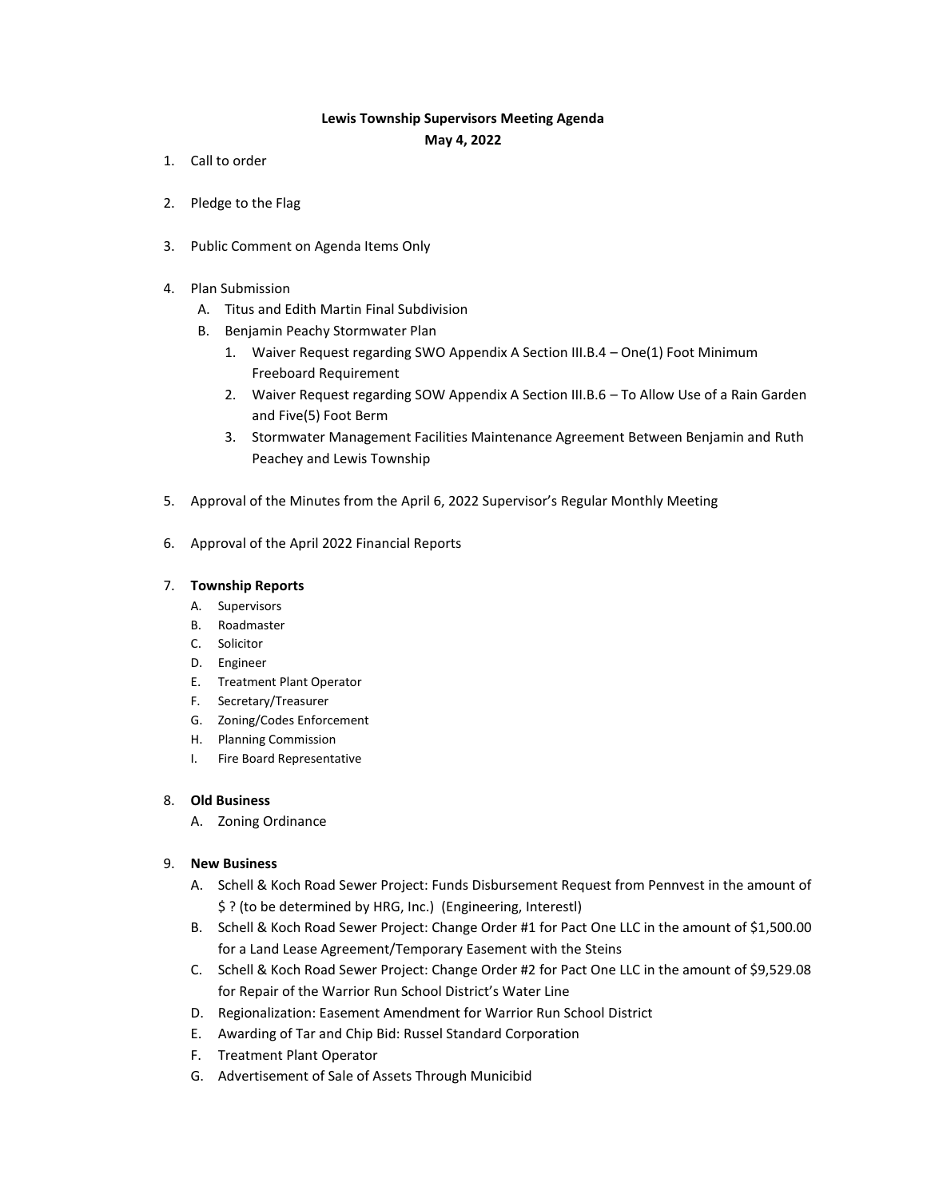**Lewis Township Supervisors Meeting Agenda**

**May 4, 2022**

1. Call to order

2. Pledge to the Flag

3. Public Comment on Agenda Items Only

4. Plan Submission
   A. Titus and Edith Martin Final Subdivision
   B. Benjamin Peachy Stormwater Plan
      1. Waiver Request regarding SWO Appendix A Section III.B.4 – One(1) Foot Minimum Freeboard Requirement
      2. Waiver Request regarding SOW Appendix A Section III.B.6 – To Allow Use of a Rain Garden and Five(5) Foot Berm
      3. Stormwater Management Facilities Maintenance Agreement Between Benjamin and Ruth Peachey and Lewis Township

5. Approval of the Minutes from the April 6, 2022 Supervisor's Regular Monthly Meeting

6. Approval of the April 2022 Financial Reports

7. **Township Reports**
   A. Supervisors
   B. Roadmaster
   C. Solicitor
   D. Engineer
   E. Treatment Plant Operator
   F. Secretary/Treasurer
   G. Zoning/Codes Enforcement
   H. Planning Commission
   I. Fire Board Representative

8. **Old Business**
   A. Zoning Ordinance

9. **New Business**
   A. Schell & Koch Road Sewer Project: Funds Disbursement Request from Pennvest in the amount of $ ? (to be determined by HRG, Inc.) (Engineering, Interestl)
   B. Schell & Koch Road Sewer Project: Change Order #1 for Pact One LLC in the amount of $1,500.00 for a Land Lease Agreement/Temporary Easement with the Steins
   C. Schell & Koch Road Sewer Project: Change Order #2 for Pact One LLC in the amount of $9,529.08 for Repair of the Warrior Run School District's Water Line
   D. Regionalization: Easement Amendment for Warrior Run School District
   E. Awarding of Tar and Chip Bid: Russel Standard Corporation
   F. Treatment Plant Operator
   G. Advertisement of Sale of Assets Through Municibid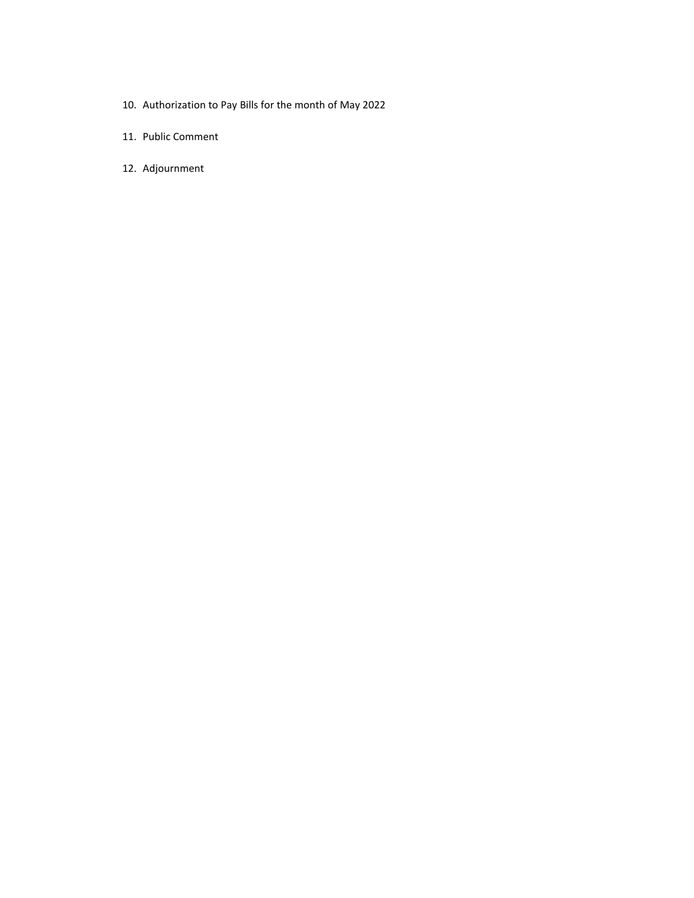10. Authorization to Pay Bills for the month of May 2022

11. Public Comment

12. Adjournment